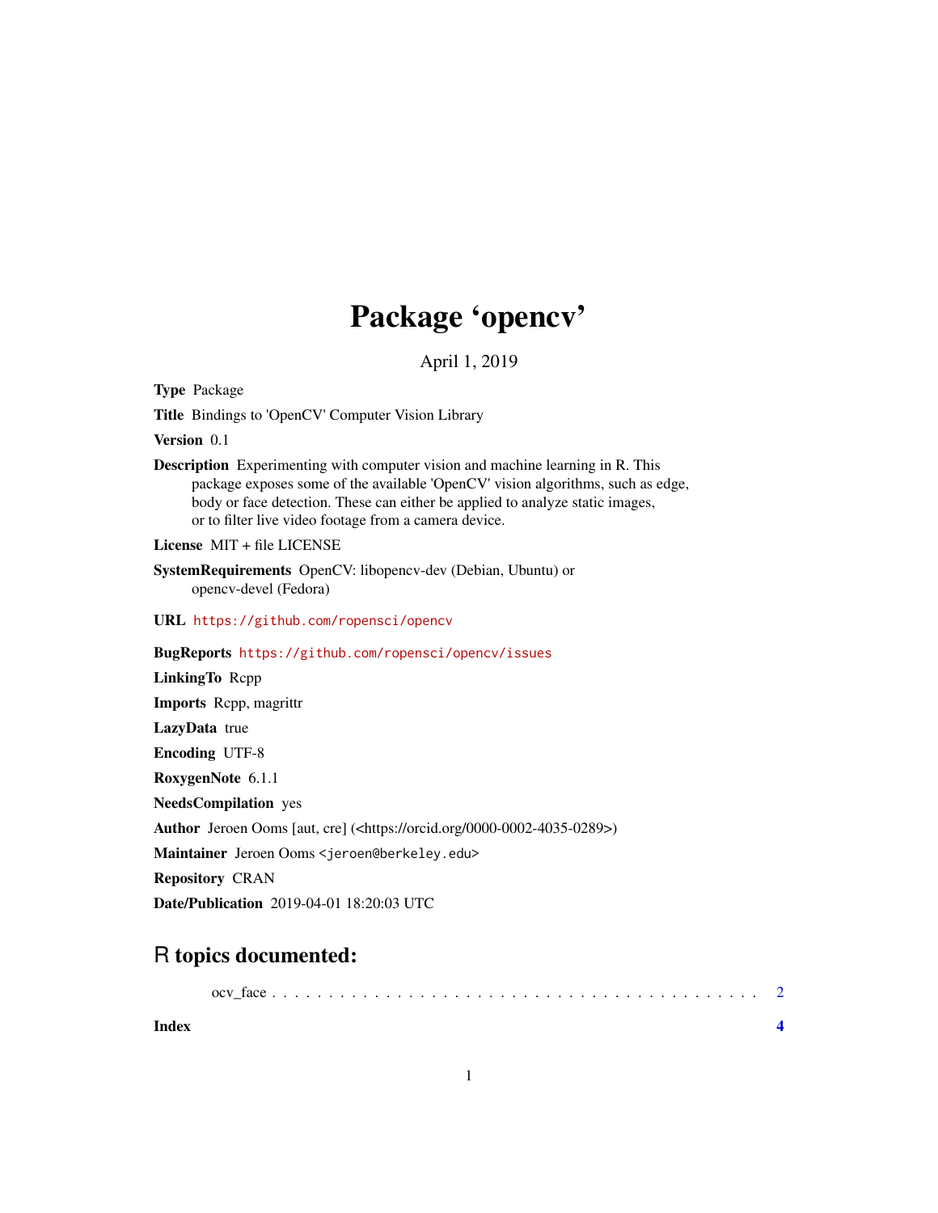# Package 'opencv'

April 1, 2019

**Type** Package

**Title** Bindings to 'OpenCV' Computer Vision Library

**Version** 0.1

**Description** Experimenting with computer vision and machine learning in R. This package exposes some of the available 'OpenCV' vision algorithms, such as edge, body or face detection. These can either be applied to analyze static images, or to filter live video footage from a camera device.

**License** MIT + file LICENSE

**SystemRequirements** OpenCV: libopencv-dev (Debian, Ubuntu) or opencv-devel (Fedora)

**URL** https://github.com/ropensci/opencv

**BugReports** https://github.com/ropensci/opencv/issues

**LinkingTo** Rcpp

**Imports** Rcpp, magrittr

**LazyData** true

**Encoding** UTF-8

**RoxygenNote** 6.1.1

**NeedsCompilation** yes

**Author** Jeroen Ooms [aut, cre] (<https://orcid.org/0000-0002-4035-0289>)

**Maintainer** Jeroen Ooms <jeroen@berkeley.edu>

**Repository** CRAN

**Date/Publication** 2019-04-01 18:20:03 UTC

## R topics documented:

ocv_face . . . . . . . . . . . . . . . . . . . . . . . . . . . . . . . . . . . . . . . . . . 2

**Index** **4**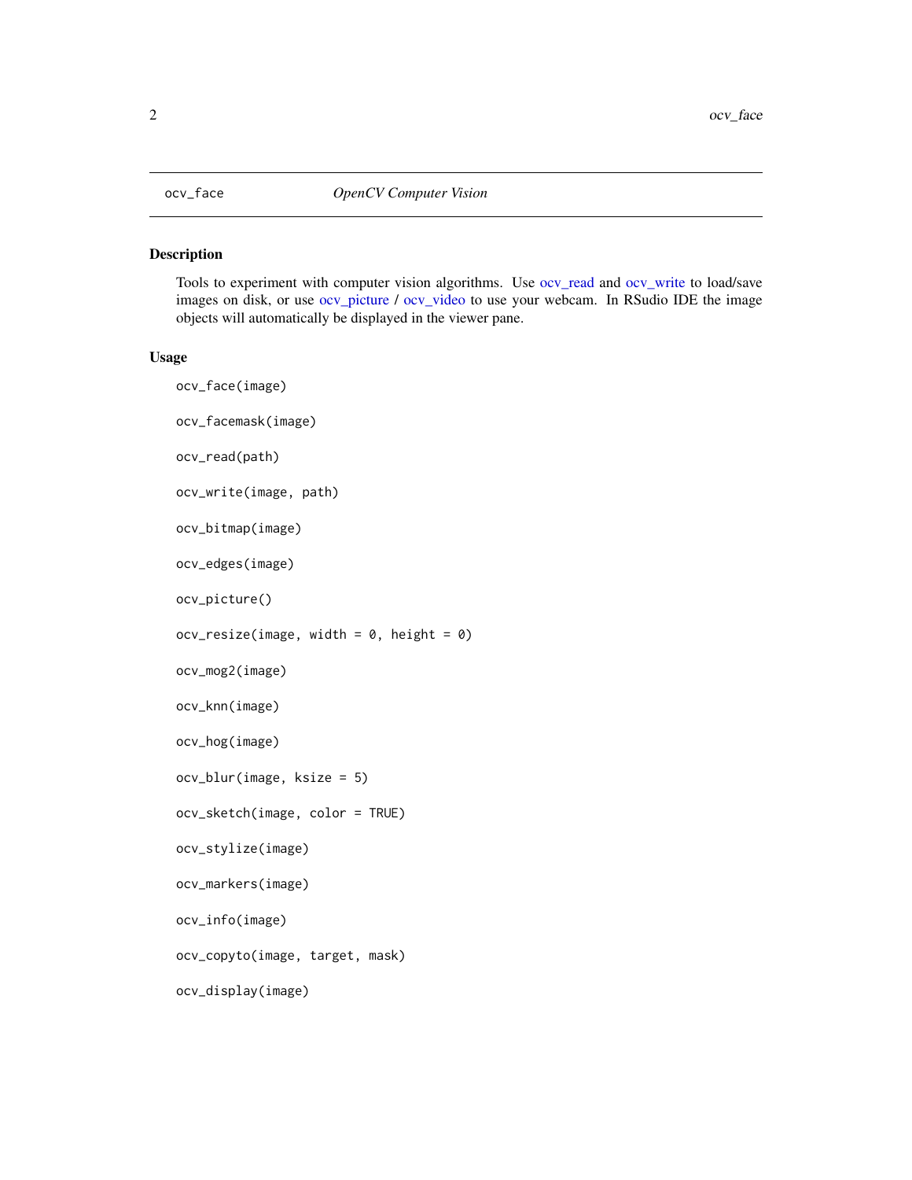`ocv_face` *OpenCV Computer Vision*

## Description

Tools to experiment with computer vision algorithms. Use ocv_read and ocv_write to load/save images on disk, or use ocv_picture / ocv_video to use your webcam. In RSudio IDE the image objects will automatically be displayed in the viewer pane.

## Usage

```
ocv_face(image)

ocv_facemask(image)

ocv_read(path)

ocv_write(image, path)

ocv_bitmap(image)

ocv_edges(image)

ocv_picture()

ocv_resize(image, width = 0, height = 0)

ocv_mog2(image)

ocv_knn(image)

ocv_hog(image)

ocv_blur(image, ksize = 5)

ocv_sketch(image, color = TRUE)

ocv_stylize(image)

ocv_markers(image)

ocv_info(image)

ocv_copyto(image, target, mask)

ocv_display(image)
```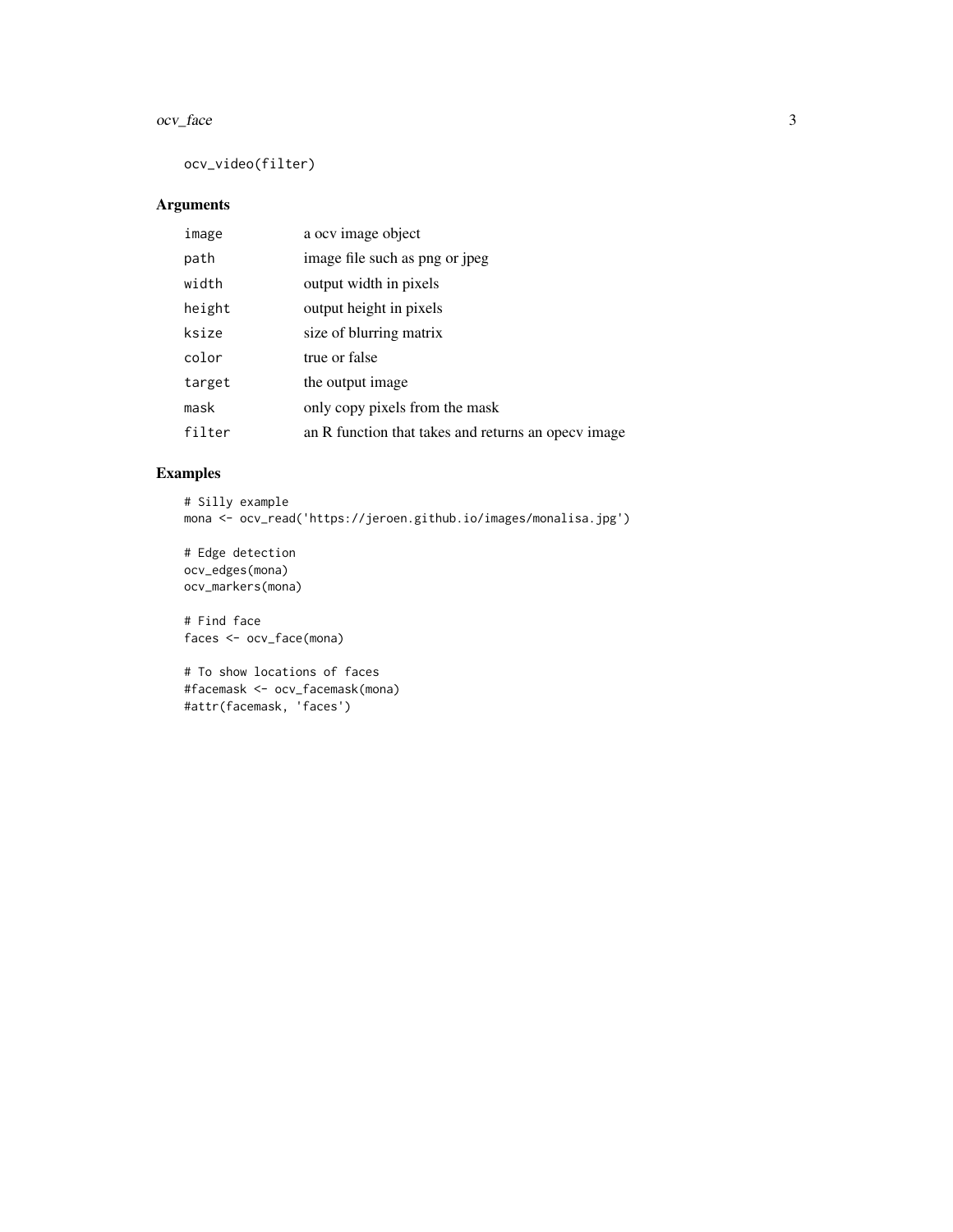```
ocv_video(filter)
```

## Arguments

| | |
|---|---|
| `image` | a ocv image object |
| `path` | image file such as png or jpeg |
| `width` | output width in pixels |
| `height` | output height in pixels |
| `ksize` | size of blurring matrix |
| `color` | true or false |
| `target` | the output image |
| `mask` | only copy pixels from the mask |
| `filter` | an R function that takes and returns an opecv image |

## Examples

```
# Silly example
mona <- ocv_read('https://jeroen.github.io/images/monalisa.jpg')

# Edge detection
ocv_edges(mona)
ocv_markers(mona)

# Find face
faces <- ocv_face(mona)

# To show locations of faces
#facemask <- ocv_facemask(mona)
#attr(facemask, 'faces')
```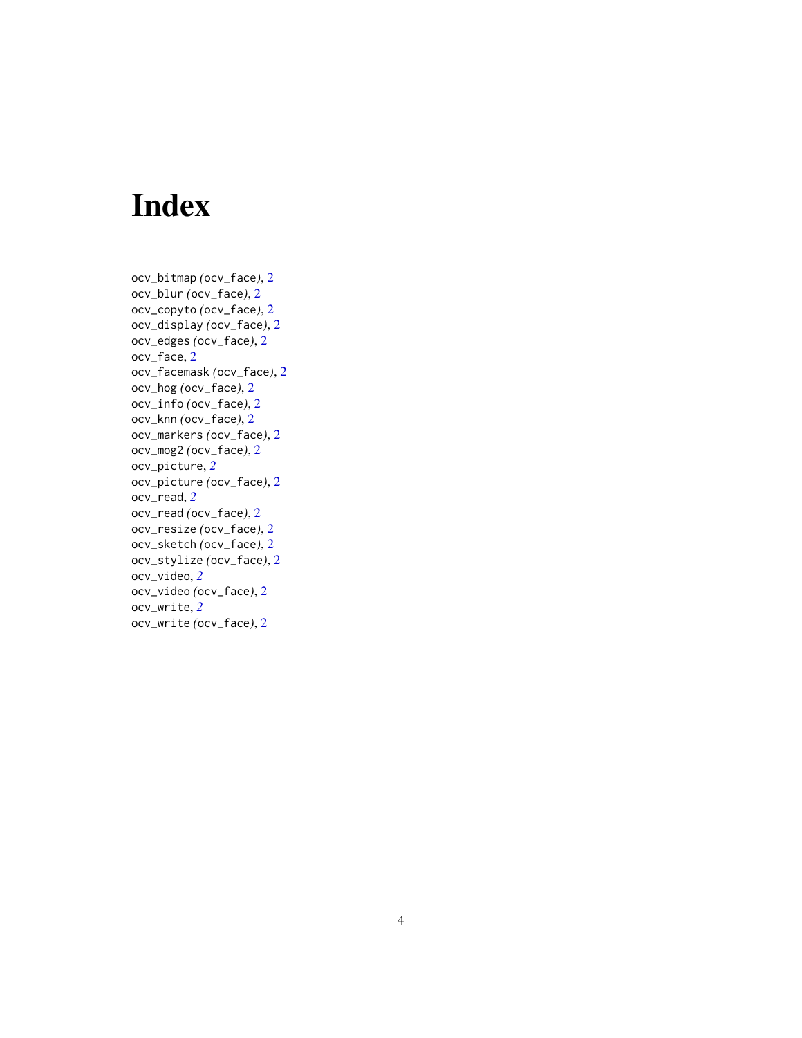# Index

ocv_bitmap (ocv_face), 2
ocv_blur (ocv_face), 2
ocv_copyto (ocv_face), 2
ocv_display (ocv_face), 2
ocv_edges (ocv_face), 2
ocv_face, 2
ocv_facemask (ocv_face), 2
ocv_hog (ocv_face), 2
ocv_info (ocv_face), 2
ocv_knn (ocv_face), 2
ocv_markers (ocv_face), 2
ocv_mog2 (ocv_face), 2
ocv_picture, *2*
ocv_picture (ocv_face), 2
ocv_read, *2*
ocv_read (ocv_face), 2
ocv_resize (ocv_face), 2
ocv_sketch (ocv_face), 2
ocv_stylize (ocv_face), 2
ocv_video, *2*
ocv_video (ocv_face), 2
ocv_write, *2*
ocv_write (ocv_face), 2